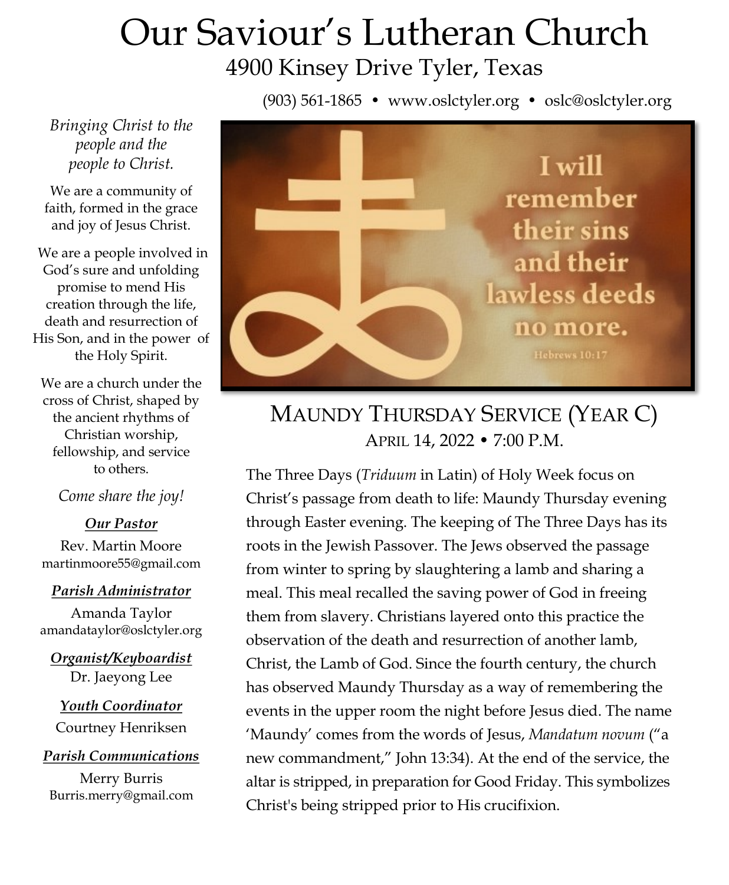# Our Saviour's Lutheran Church

## 4900 Kinsey Drive Tyler, Texas

(903) 561-1865 • www.oslctyler.org • oslc@oslctyler.org

*Bringing Christ to the people and the people to Christ.*

We are a community of faith, formed in the grace and joy of Jesus Christ.

We are a people involved in God's sure and unfolding promise to mend His creation through the life, death and resurrection of His Son, and in the power of the Holy Spirit.

We are a church under the cross of Christ, shaped by the ancient rhythms of Christian worship, fellowship, and service to others.

*Come share the joy!*

***Our Pastor***

Rev. Martin Moore
martinmoore55@gmail.com

***Parish Administrator***

Amanda Taylor
amandataylor@oslctyler.org

***Organist/Keyboardist***

Dr. Jaeyong Lee

***Youth Coordinator***

Courtney Henriksen

***Parish Communications***

Merry Burris
Burris.merry@gmail.com

I will remember their sins and their lawless deeds no more.
Hebrews 10:17

## MAUNDY THURSDAY SERVICE (YEAR C)

APRIL 14, 2022 • 7:00 P.M.

The Three Days (*Triduum* in Latin) of Holy Week focus on Christ's passage from death to life: Maundy Thursday evening through Easter evening. The keeping of The Three Days has its roots in the Jewish Passover. The Jews observed the passage from winter to spring by slaughtering a lamb and sharing a meal. This meal recalled the saving power of God in freeing them from slavery. Christians layered onto this practice the observation of the death and resurrection of another lamb, Christ, the Lamb of God. Since the fourth century, the church has observed Maundy Thursday as a way of remembering the events in the upper room the night before Jesus died. The name 'Maundy' comes from the words of Jesus, *Mandatum novum* ("a new commandment," John 13:34). At the end of the service, the altar is stripped, in preparation for Good Friday. This symbolizes Christ's being stripped prior to His crucifixion.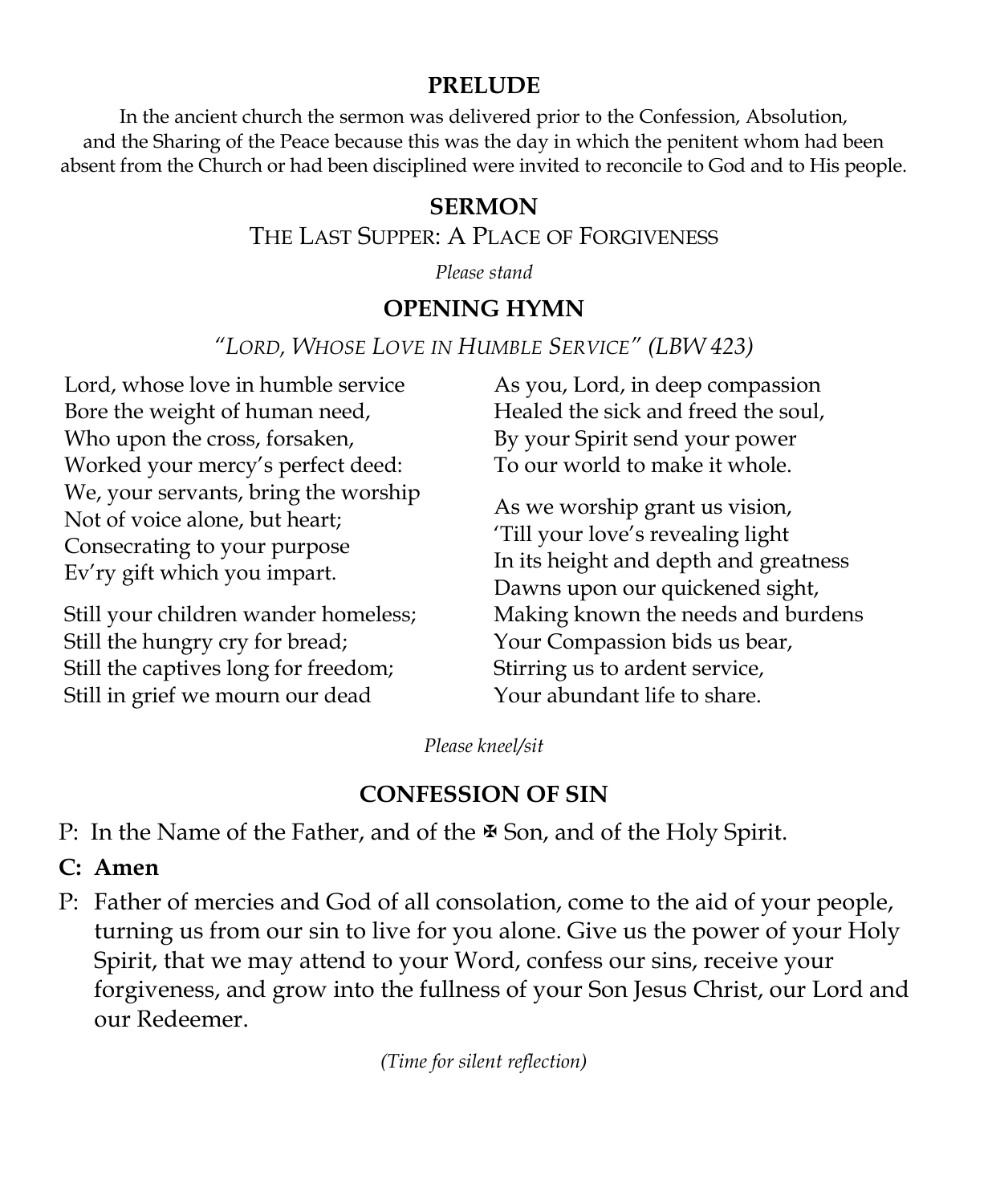## PRELUDE

In the ancient church the sermon was delivered prior to the Confession, Absolution, and the Sharing of the Peace because this was the day in which the penitent whom had been absent from the Church or had been disciplined were invited to reconcile to God and to His people.

## SERMON

THE LAST SUPPER: A PLACE OF FORGIVENESS

*Please stand*

## OPENING HYMN

*"LORD, WHOSE LOVE IN HUMBLE SERVICE" (LBW 423)*

Lord, whose love in humble service
Bore the weight of human need,
Who upon the cross, forsaken,
Worked your mercy's perfect deed:
We, your servants, bring the worship
Not of voice alone, but heart;
Consecrating to your purpose
Ev'ry gift which you impart.

Still your children wander homeless;
Still the hungry cry for bread;
Still the captives long for freedom;
Still in grief we mourn our dead

As you, Lord, in deep compassion
Healed the sick and freed the soul,
By your Spirit send your power
To our world to make it whole.

As we worship grant us vision,
'Till your love's revealing light
In its height and depth and greatness
Dawns upon our quickened sight,
Making known the needs and burdens
Your Compassion bids us bear,
Stirring us to ardent service,
Your abundant life to share.

*Please kneel/sit*

## CONFESSION OF SIN

P: In the Name of the Father, and of the ✠ Son, and of the Holy Spirit.

**C: Amen**

P: Father of mercies and God of all consolation, come to the aid of your people, turning us from our sin to live for you alone. Give us the power of your Holy Spirit, that we may attend to your Word, confess our sins, receive your forgiveness, and grow into the fullness of your Son Jesus Christ, our Lord and our Redeemer.

*(Time for silent reflection)*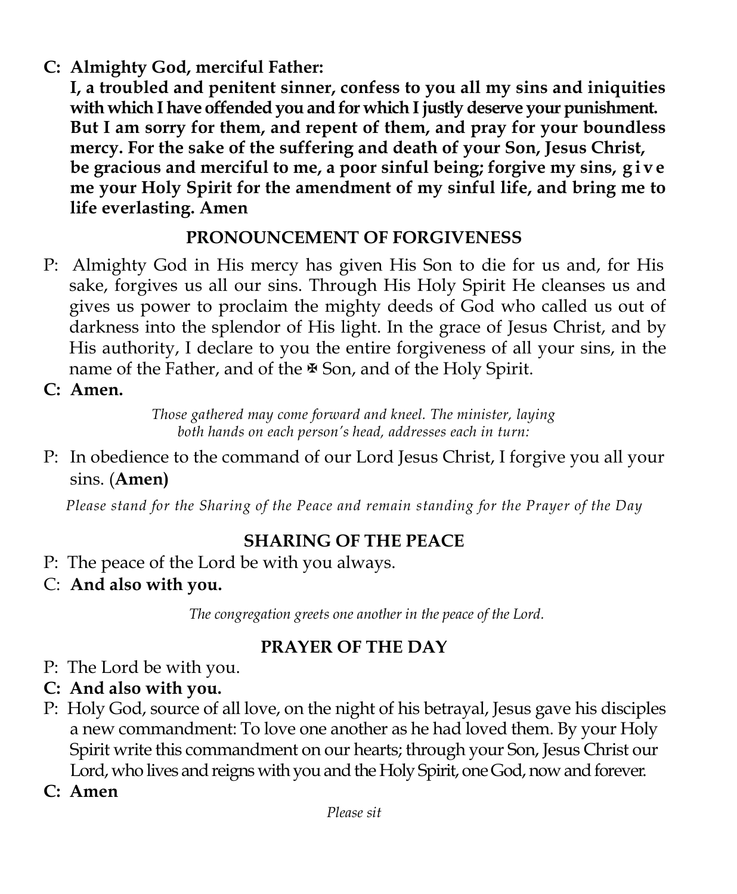**C: Almighty God, merciful Father:**
**I, a troubled and penitent sinner, confess to you all my sins and iniquities with which I have offended you and for which I justly deserve your punishment. But I am sorry for them, and repent of them, and pray for your boundless mercy. For the sake of the suffering and death of your Son, Jesus Christ, be gracious and merciful to me, a poor sinful being; forgive my sins, give me your Holy Spirit for the amendment of my sinful life, and bring me to life everlasting. Amen**

## PRONOUNCEMENT OF FORGIVENESS

P: Almighty God in His mercy has given His Son to die for us and, for His sake, forgives us all our sins. Through His Holy Spirit He cleanses us and gives us power to proclaim the mighty deeds of God who called us out of darkness into the splendor of His light. In the grace of Jesus Christ, and by His authority, I declare to you the entire forgiveness of all your sins, in the name of the Father, and of the ✠ Son, and of the Holy Spirit.

**C: Amen.**

*Those gathered may come forward and kneel. The minister, laying both hands on each person's head, addresses each in turn:*

P: In obedience to the command of our Lord Jesus Christ, I forgive you all your sins. (**Amen)**

*Please stand for the Sharing of the Peace and remain standing for the Prayer of the Day*

## SHARING OF THE PEACE

P: The peace of the Lord be with you always.

C: **And also with you.**

*The congregation greets one another in the peace of the Lord.*

## PRAYER OF THE DAY

P: The Lord be with you.

**C: And also with you.**

P: Holy God, source of all love, on the night of his betrayal, Jesus gave his disciples a new commandment: To love one another as he had loved them. By your Holy Spirit write this commandment on our hearts; through your Son, Jesus Christ our Lord, who lives and reigns with you and the Holy Spirit, one God, now and forever.

**C: Amen**

*Please sit*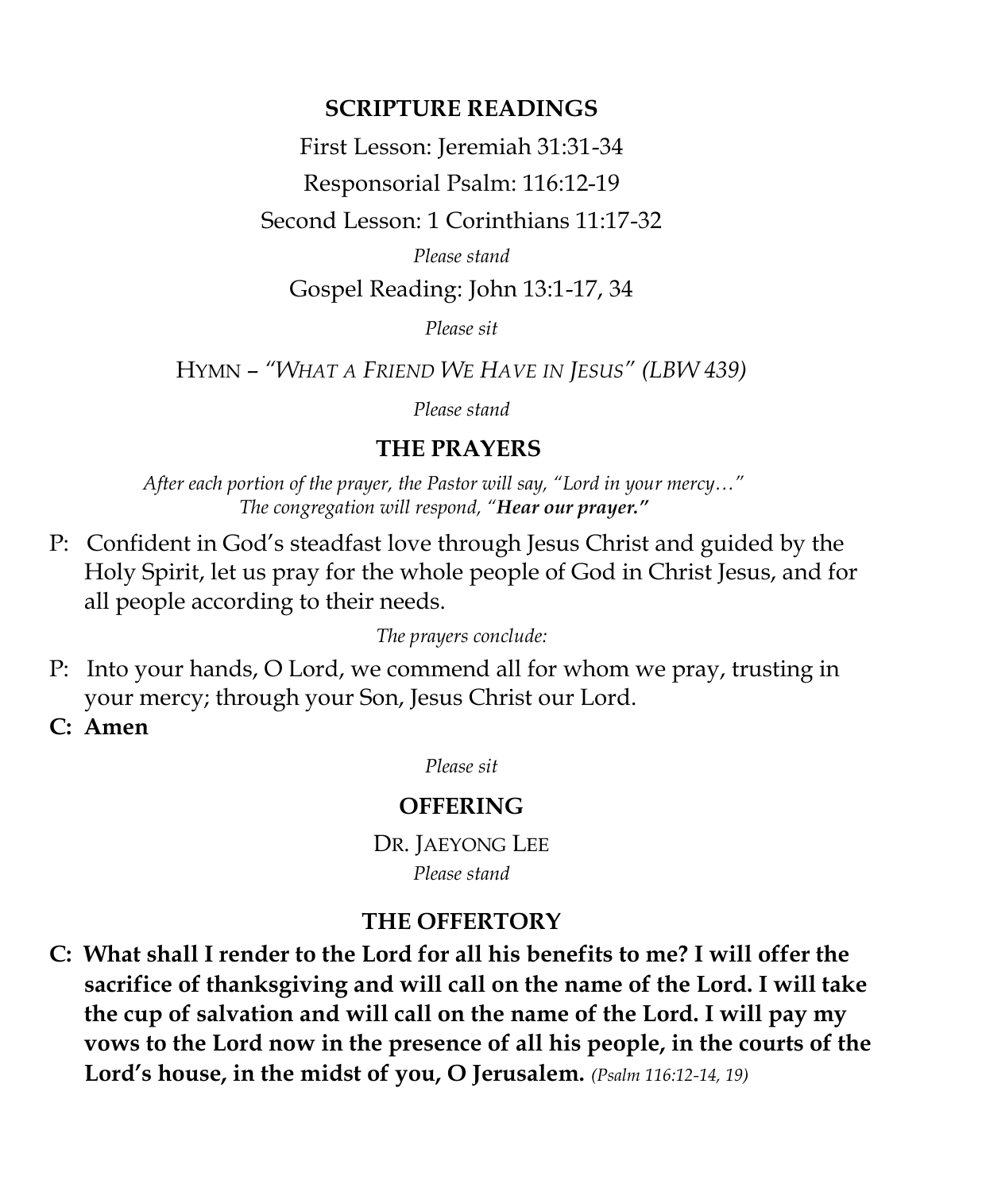## SCRIPTURE READINGS

First Lesson: Jeremiah 31:31-34

Responsorial Psalm: 116:12-19

Second Lesson: 1 Corinthians 11:17-32

*Please stand*

Gospel Reading: John 13:1-17, 34

*Please sit*

HYMN – *"WHAT A FRIEND WE HAVE IN JESUS" (LBW 439)*

*Please stand*

## THE PRAYERS

*After each portion of the prayer, the Pastor will say, "Lord in your mercy…"*
*The congregation will respond, "**Hear our prayer.**"*

P: Confident in God's steadfast love through Jesus Christ and guided by the Holy Spirit, let us pray for the whole people of God in Christ Jesus, and for all people according to their needs.

*The prayers conclude:*

P: Into your hands, O Lord, we commend all for whom we pray, trusting in your mercy; through your Son, Jesus Christ our Lord.

**C: Amen**

*Please sit*

## OFFERING

DR. JAEYONG LEE

*Please stand*

## THE OFFERTORY

**C: What shall I render to the Lord for all his benefits to me? I will offer the sacrifice of thanksgiving and will call on the name of the Lord. I will take the cup of salvation and will call on the name of the Lord. I will pay my vows to the Lord now in the presence of all his people, in the courts of the Lord's house, in the midst of you, O Jerusalem.** *(Psalm 116:12-14, 19)*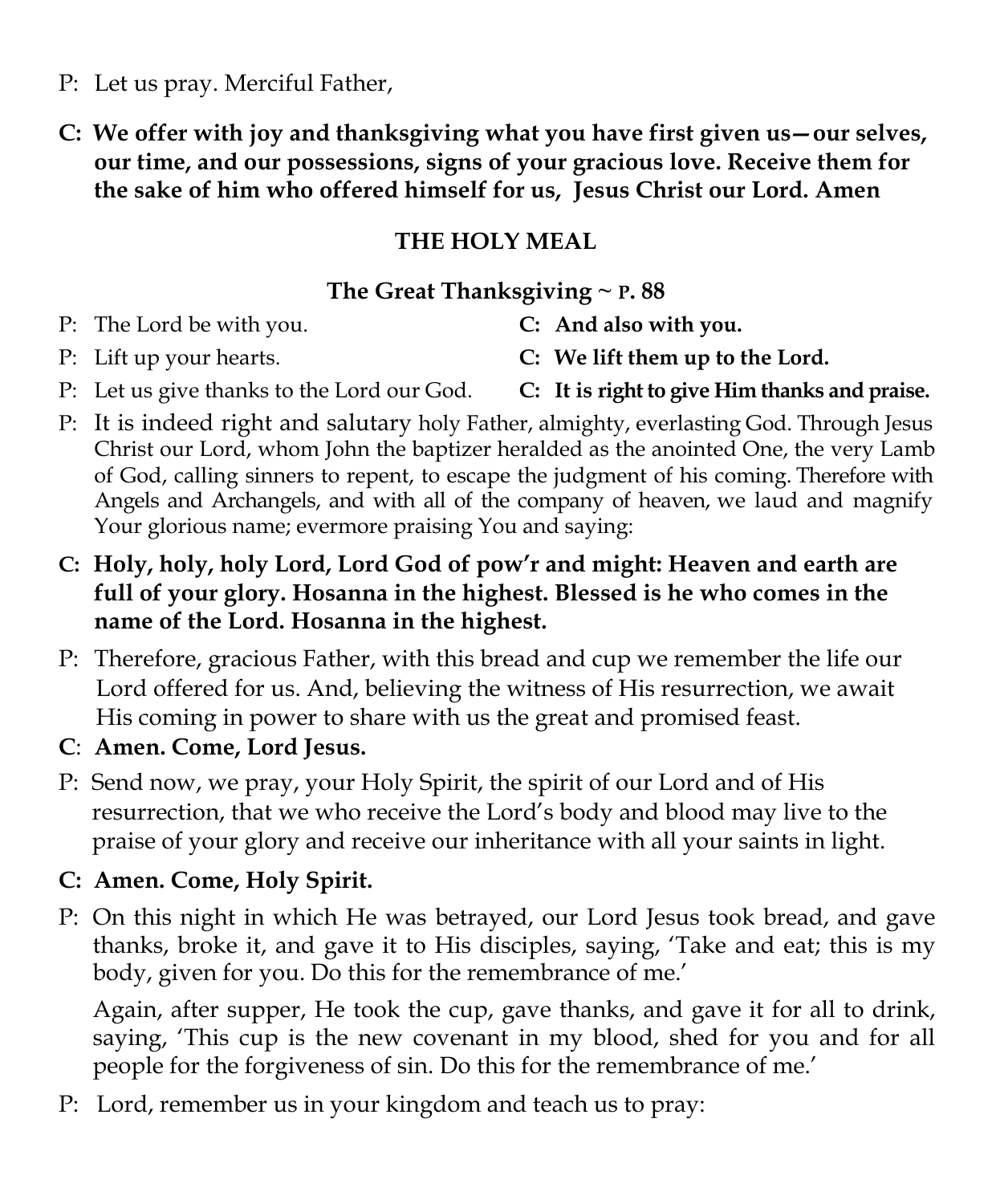P: Let us pray. Merciful Father,

**C: We offer with joy and thanksgiving what you have first given us—our selves, our time, and our possessions, signs of your gracious love. Receive them for the sake of him who offered himself for us, Jesus Christ our Lord. Amen**

## THE HOLY MEAL

### The Great Thanksgiving ~ P. 88

P: The Lord be with you. **C: And also with you.**

P: Lift up your hearts. **C: We lift them up to the Lord.**

P: Let us give thanks to the Lord our God. **C: It is right to give Him thanks and praise.**

P: It is indeed right and salutary holy Father, almighty, everlasting God. Through Jesus Christ our Lord, whom John the baptizer heralded as the anointed One, the very Lamb of God, calling sinners to repent, to escape the judgment of his coming. Therefore with Angels and Archangels, and with all of the company of heaven, we laud and magnify Your glorious name; evermore praising You and saying:

**C: Holy, holy, holy Lord, Lord God of pow'r and might: Heaven and earth are full of your glory. Hosanna in the highest. Blessed is he who comes in the name of the Lord. Hosanna in the highest.**

P: Therefore, gracious Father, with this bread and cup we remember the life our Lord offered for us. And, believing the witness of His resurrection, we await His coming in power to share with us the great and promised feast.

**C: Amen. Come, Lord Jesus.**

P: Send now, we pray, your Holy Spirit, the spirit of our Lord and of His resurrection, that we who receive the Lord's body and blood may live to the praise of your glory and receive our inheritance with all your saints in light.

**C: Amen. Come, Holy Spirit.**

P: On this night in which He was betrayed, our Lord Jesus took bread, and gave thanks, broke it, and gave it to His disciples, saying, 'Take and eat; this is my body, given for you. Do this for the remembrance of me.'

Again, after supper, He took the cup, gave thanks, and gave it for all to drink, saying, 'This cup is the new covenant in my blood, shed for you and for all people for the forgiveness of sin. Do this for the remembrance of me.'

P: Lord, remember us in your kingdom and teach us to pray: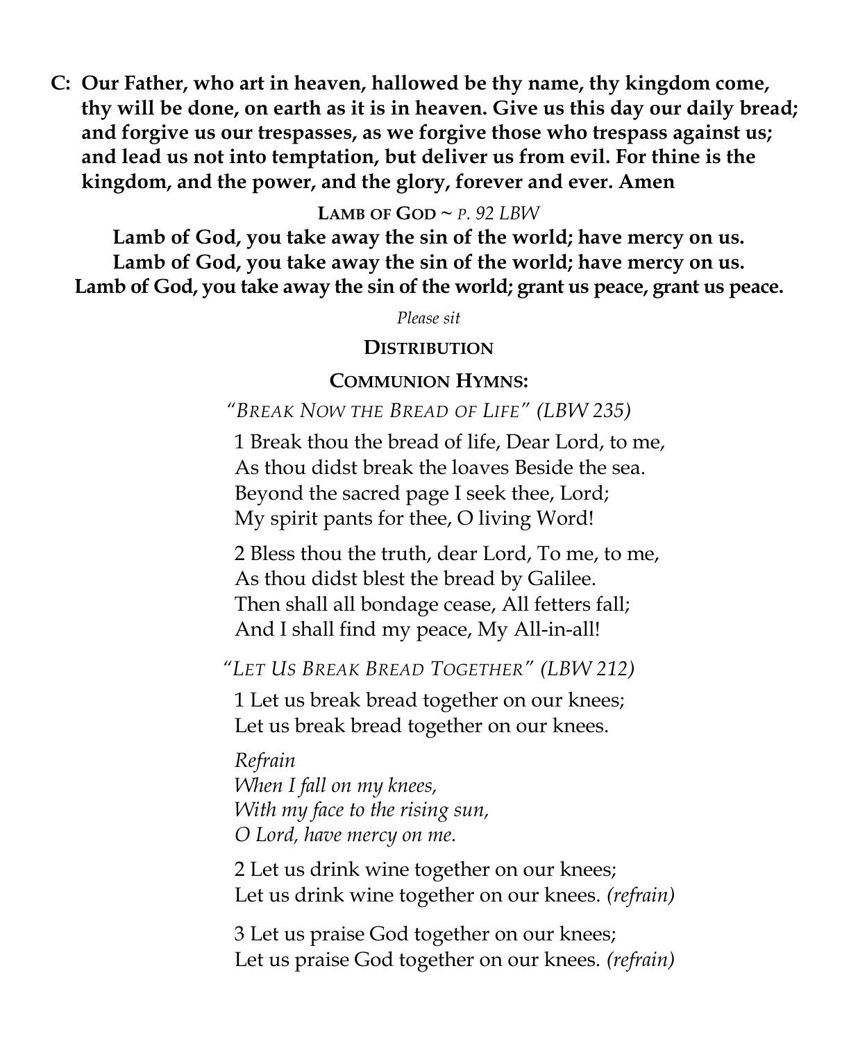**C: Our Father, who art in heaven, hallowed be thy name, thy kingdom come, thy will be done, on earth as it is in heaven. Give us this day our daily bread; and forgive us our trespasses, as we forgive those who trespass against us; and lead us not into temptation, but deliver us from evil. For thine is the kingdom, and the power, and the glory, forever and ever. Amen**

**LAMB OF GOD** ~ *P. 92 LBW*

**Lamb of God, you take away the sin of the world; have mercy on us.**
**Lamb of God, you take away the sin of the world; have mercy on us.**
**Lamb of God, you take away the sin of the world; grant us peace, grant us peace.**

*Please sit*

**DISTRIBUTION**

**COMMUNION HYMNS:**

*"BREAK NOW THE BREAD OF LIFE" (LBW 235)*

1 Break thou the bread of life, Dear Lord, to me,
As thou didst break the loaves Beside the sea.
Beyond the sacred page I seek thee, Lord;
My spirit pants for thee, O living Word!

2 Bless thou the truth, dear Lord, To me, to me,
As thou didst blest the bread by Galilee.
Then shall all bondage cease, All fetters fall;
And I shall find my peace, My All-in-all!

*"LET US BREAK BREAD TOGETHER" (LBW 212)*

1 Let us break bread together on our knees;
Let us break bread together on our knees.

*Refrain*
*When I fall on my knees,*
*With my face to the rising sun,*
*O Lord, have mercy on me.*

2 Let us drink wine together on our knees;
Let us drink wine together on our knees. *(refrain)*

3 Let us praise God together on our knees;
Let us praise God together on our knees. *(refrain)*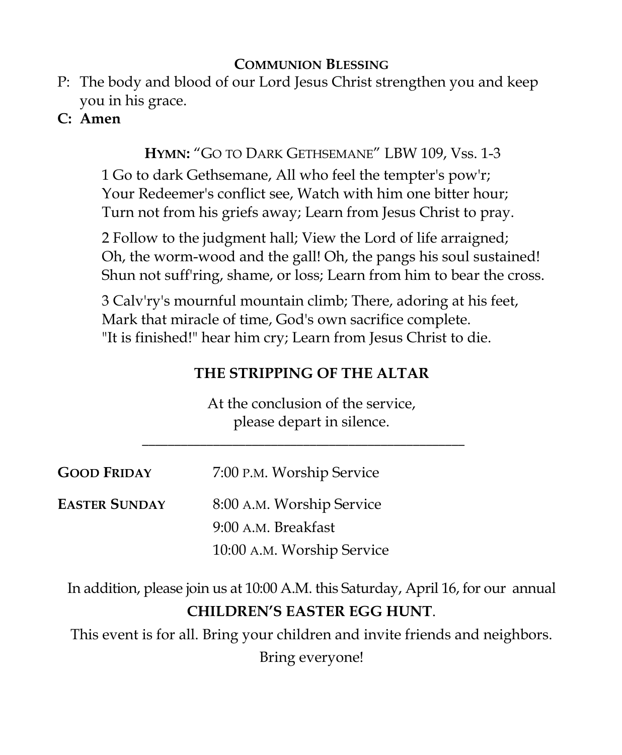## COMMUNION BLESSING

P: The body and blood of our Lord Jesus Christ strengthen you and keep you in his grace.

**C: Amen**

**HYMN:** "GO TO DARK GETHSEMANE" LBW 109, Vss. 1-3

1 Go to dark Gethsemane, All who feel the tempter's pow'r;
Your Redeemer's conflict see, Watch with him one bitter hour;
Turn not from his griefs away; Learn from Jesus Christ to pray.

2 Follow to the judgment hall; View the Lord of life arraigned;
Oh, the worm-wood and the gall! Oh, the pangs his soul sustained!
Shun not suff'ring, shame, or loss; Learn from him to bear the cross.

3 Calv'ry's mournful mountain climb; There, adoring at his feet,
Mark that miracle of time, God's own sacrifice complete.
"It is finished!" hear him cry; Learn from Jesus Christ to die.

## THE STRIPPING OF THE ALTAR

At the conclusion of the service,
please depart in silence.

---

| | |
|---|---|
| **GOOD FRIDAY** | 7:00 P.M. Worship Service |
| **EASTER SUNDAY** | 8:00 A.M. Worship Service |
| | 9:00 A.M. Breakfast |
| | 10:00 A.M. Worship Service |

In addition, please join us at 10:00 A.M. this Saturday, April 16, for our annual

**CHILDREN'S EASTER EGG HUNT**.

This event is for all. Bring your children and invite friends and neighbors.

Bring everyone!